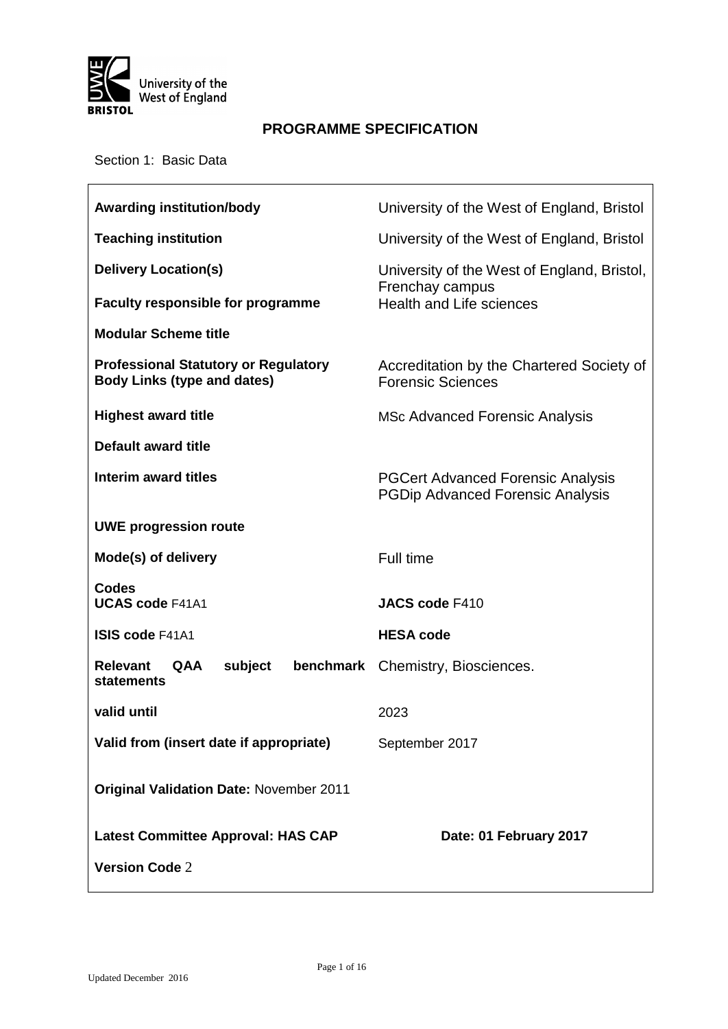## PROGRAMME SPECIFICATION

Section 1: Basic Data

| | |
|---|---|
| **Awarding institution/body** | University of the West of England, Bristol |
| **Teaching institution** | University of the West of England, Bristol |
| **Delivery Location(s)** | University of the West of England, Bristol, Frenchay campus |
| **Faculty responsible for programme** | Health and Life sciences |
| **Modular Scheme title** | |
| **Professional Statutory or Regulatory Body Links (type and dates)** | Accreditation by the Chartered Society of Forensic Sciences |
| **Highest award title** | MSc Advanced Forensic Analysis |
| **Default award title** | |
| **Interim award titles** | PGCert Advanced Forensic Analysis<br>PGDip Advanced Forensic Analysis |
| **UWE progression route** | |
| **Mode(s) of delivery** | Full time |
| **Codes**<br>**UCAS code** F41A1 | **JACS code** F410 |
| **ISIS code** F41A1 | **HESA code** |
| **Relevant QAA subject benchmark statements** | Chemistry, Biosciences. |
| **valid until** | 2023 |
| **Valid from (insert date if appropriate)** | September 2017 |
| **Original Validation Date:** November 2011 | |
| **Latest Committee Approval: HAS CAP** | **Date: 01 February 2017** |
| **Version Code** 2 | |

Updated December 2016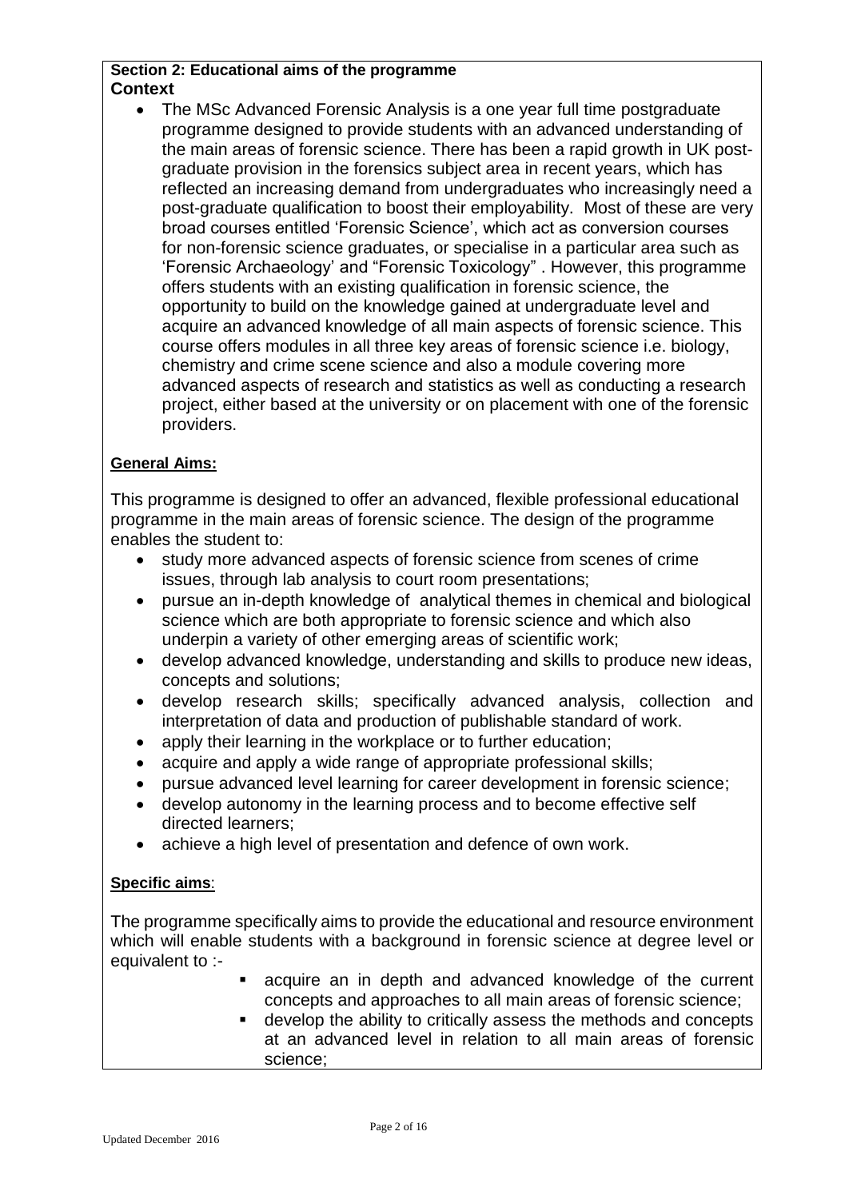**Section 2: Educational aims of the programme**

**Context**

- The MSc Advanced Forensic Analysis is a one year full time postgraduate programme designed to provide students with an advanced understanding of the main areas of forensic science. There has been a rapid growth in UK post-graduate provision in the forensics subject area in recent years, which has reflected an increasing demand from undergraduates who increasingly need a post-graduate qualification to boost their employability. Most of these are very broad courses entitled 'Forensic Science', which act as conversion courses for non-forensic science graduates, or specialise in a particular area such as 'Forensic Archaeology' and "Forensic Toxicology" . However, this programme offers students with an existing qualification in forensic science, the opportunity to build on the knowledge gained at undergraduate level and acquire an advanced knowledge of all main aspects of forensic science. This course offers modules in all three key areas of forensic science i.e. biology, chemistry and crime scene science and also a module covering more advanced aspects of research and statistics as well as conducting a research project, either based at the university or on placement with one of the forensic providers.

**General Aims:**

This programme is designed to offer an advanced, flexible professional educational programme in the main areas of forensic science. The design of the programme enables the student to:

- study more advanced aspects of forensic science from scenes of crime issues, through lab analysis to court room presentations;
- pursue an in-depth knowledge of analytical themes in chemical and biological science which are both appropriate to forensic science and which also underpin a variety of other emerging areas of scientific work;
- develop advanced knowledge, understanding and skills to produce new ideas, concepts and solutions;
- develop research skills; specifically advanced analysis, collection and interpretation of data and production of publishable standard of work.
- apply their learning in the workplace or to further education;
- acquire and apply a wide range of appropriate professional skills;
- pursue advanced level learning for career development in forensic science;
- develop autonomy in the learning process and to become effective self directed learners;
- achieve a high level of presentation and defence of own work.

**Specific aims**:

The programme specifically aims to provide the educational and resource environment which will enable students with a background in forensic science at degree level or equivalent to :-

- acquire an in depth and advanced knowledge of the current concepts and approaches to all main areas of forensic science;
- develop the ability to critically assess the methods and concepts at an advanced level in relation to all main areas of forensic science;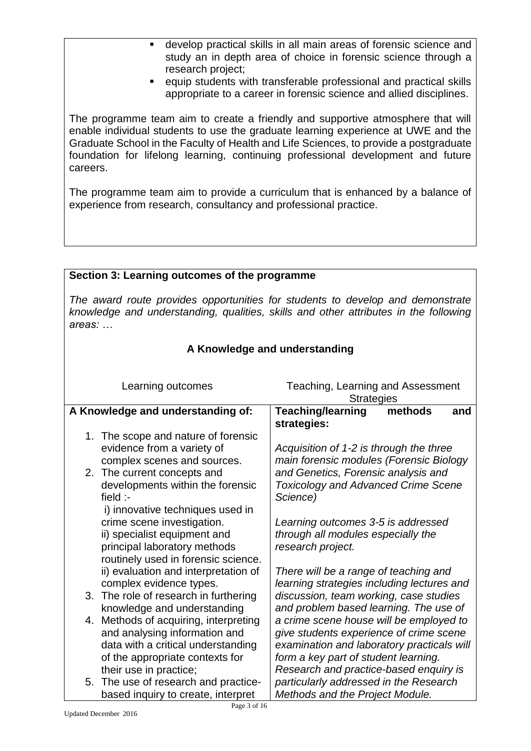- develop practical skills in all main areas of forensic science and study an in depth area of choice in forensic science through a research project;
- equip students with transferable professional and practical skills appropriate to a career in forensic science and allied disciplines.

The programme team aim to create a friendly and supportive atmosphere that will enable individual students to use the graduate learning experience at UWE and the Graduate School in the Faculty of Health and Life Sciences, to provide a postgraduate foundation for lifelong learning, continuing professional development and future careers.

The programme team aim to provide a curriculum that is enhanced by a balance of experience from research, consultancy and professional practice.

## Section 3: Learning outcomes of the programme

*The award route provides opportunities for students to develop and demonstrate knowledge and understanding, qualities, skills and other attributes in the following areas: …*

### A Knowledge and understanding

| Learning outcomes | Teaching, Learning and Assessment Strategies |
|---|---|
| **A Knowledge and understanding of:**<br><br>1. The scope and nature of forensic evidence from a variety of complex scenes and sources.<br>2. The current concepts and developments within the forensic field :-<br>i) innovative techniques used in crime scene investigation.<br>ii) specialist equipment and principal laboratory methods routinely used in forensic science.<br>ii) evaluation and interpretation of complex evidence types.<br>3. The role of research in furthering knowledge and understanding<br>4. Methods of acquiring, interpreting and analysing information and data with a critical understanding of the appropriate contexts for their use in practice;<br>5. The use of research and practice-based inquiry to create, interpret | **Teaching/learning methods and strategies:**<br><br>*Acquisition of 1-2 is through the three main forensic modules (Forensic Biology and Genetics, Forensic analysis and Toxicology and Advanced Crime Scene Science)*<br><br>*Learning outcomes 3-5 is addressed through all modules especially the research project.*<br><br>*There will be a range of teaching and learning strategies including lectures and discussion, team working, case studies and problem based learning. The use of a crime scene house will be employed to give students experience of crime scene examination and laboratory practicals will form a key part of student learning. Research and practice-based enquiry is particularly addressed in the Research Methods and the Project Module.* |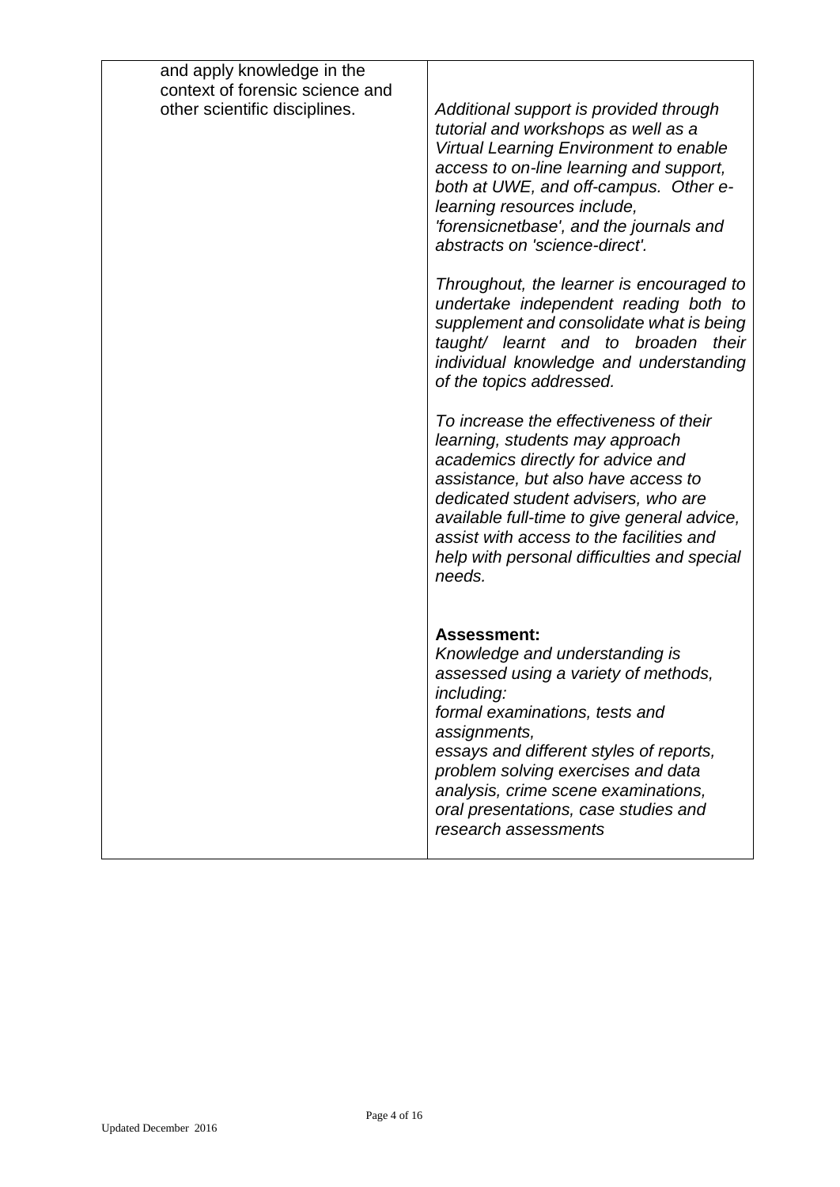| | |
|---|---|
| and apply knowledge in the context of forensic science and other scientific disciplines. | *Additional support is provided through tutorial and workshops as well as a Virtual Learning Environment to enable access to on-line learning and support, both at UWE, and off-campus. Other e-learning resources include, 'forensicnetbase', and the journals and abstracts on 'science-direct'.*<br><br>*Throughout, the learner is encouraged to undertake independent reading both to supplement and consolidate what is being taught/ learnt and to broaden their individual knowledge and understanding of the topics addressed.*<br><br>*To increase the effectiveness of their learning, students may approach academics directly for advice and assistance, but also have access to dedicated student advisers, who are available full-time to give general advice, assist with access to the facilities and help with personal difficulties and special needs.*<br><br>**Assessment:**<br>*Knowledge and understanding is assessed using a variety of methods, including:*<br>*formal examinations, tests and assignments,*<br>*essays and different styles of reports, problem solving exercises and data analysis, crime scene examinations, oral presentations, case studies and research assessments* |

Updated December 2016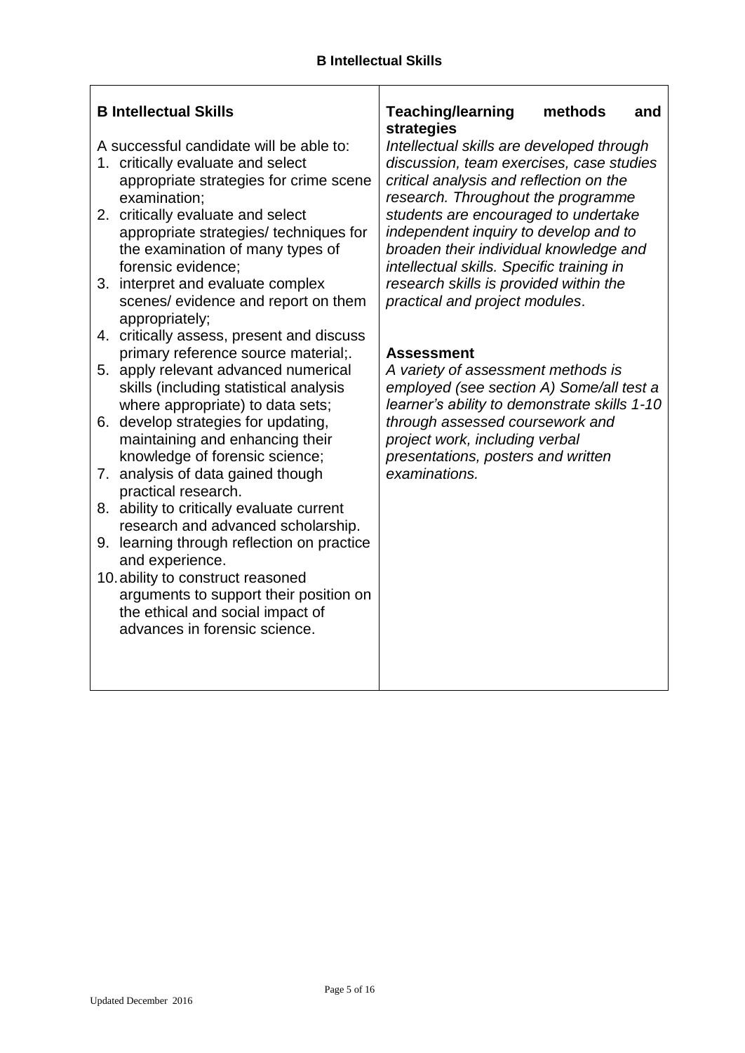## B Intellectual Skills

| **B Intellectual Skills** | **Teaching/learning methods and strategies** |
|---|---|
| A successful candidate will be able to:<br>1. critically evaluate and select appropriate strategies for crime scene examination;<br>2. critically evaluate and select appropriate strategies/ techniques for the examination of many types of forensic evidence;<br>3. interpret and evaluate complex scenes/ evidence and report on them appropriately;<br>4. critically assess, present and discuss primary reference source material;.<br>5. apply relevant advanced numerical skills (including statistical analysis where appropriate) to data sets;<br>6. develop strategies for updating, maintaining and enhancing their knowledge of forensic science;<br>7. analysis of data gained though practical research.<br>8. ability to critically evaluate current research and advanced scholarship.<br>9. learning through reflection on practice and experience.<br>10. ability to construct reasoned arguments to support their position on the ethical and social impact of advances in forensic science. | *Intellectual skills are developed through discussion, team exercises, case studies critical analysis and reflection on the research. Throughout the programme students are encouraged to undertake independent inquiry to develop and to broaden their individual knowledge and intellectual skills. Specific training in research skills is provided within the practical and project modules*.<br><br>**Assessment**<br>*A variety of assessment methods is employed (see section A) Some/all test a learner's ability to demonstrate skills 1-10 through assessed coursework and project work, including verbal presentations, posters and written examinations.* |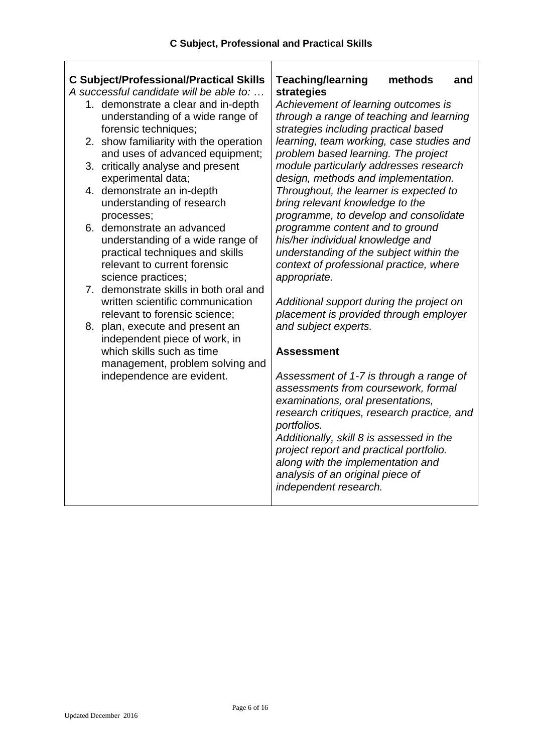### C Subject, Professional and Practical Skills

| **C Subject/Professional/Practical Skills**<br>*A successful candidate will be able to: …* | **Teaching/learning methods and strategies** |
|---|---|
| 1. demonstrate a clear and in-depth understanding of a wide range of forensic techniques;<br>2. show familiarity with the operation and uses of advanced equipment;<br>3. critically analyse and present experimental data;<br>4. demonstrate an in-depth understanding of research processes;<br>6. demonstrate an advanced understanding of a wide range of practical techniques and skills relevant to current forensic science practices;<br>7. demonstrate skills in both oral and written scientific communication relevant to forensic science;<br>8. plan, execute and present an independent piece of work, in which skills such as time management, problem solving and independence are evident. | *Achievement of learning outcomes is through a range of teaching and learning strategies including practical based learning, team working, case studies and problem based learning. The project module particularly addresses research design, methods and implementation. Throughout, the learner is expected to bring relevant knowledge to the programme, to develop and consolidate programme content and to ground his/her individual knowledge and understanding of the subject within the context of professional practice, where appropriate.*<br><br>*Additional support during the project on placement is provided through employer and subject experts.*<br><br>**Assessment**<br><br>*Assessment of 1-7 is through a range of assessments from coursework, formal examinations, oral presentations, research critiques, research practice, and portfolios.*<br>*Additionally, skill 8 is assessed in the project report and practical portfolio. along with the implementation and analysis of an original piece of independent research.* |

Updated December 2016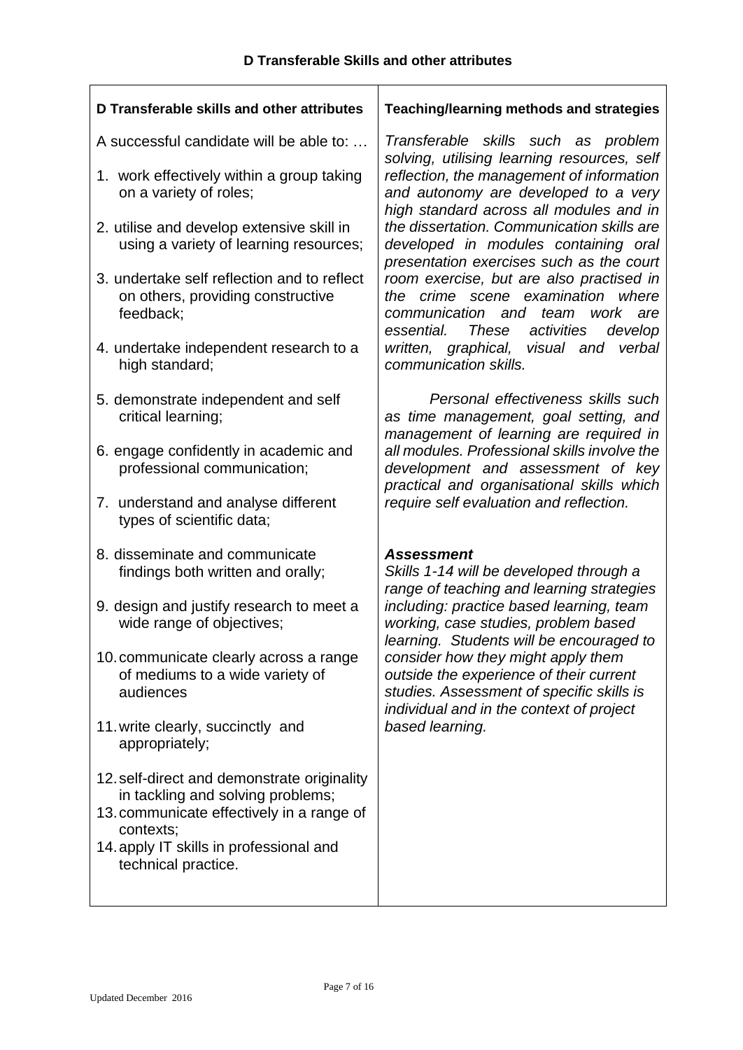## D Transferable Skills and other attributes

| D Transferable skills and other attributes | Teaching/learning methods and strategies |
|---|---|
| A successful candidate will be able to: …<br><br>1. work effectively within a group taking on a variety of roles;<br><br>2. utilise and develop extensive skill in using a variety of learning resources;<br><br>3. undertake self reflection and to reflect on others, providing constructive feedback;<br><br>4. undertake independent research to a high standard;<br><br>5. demonstrate independent and self critical learning;<br><br>6. engage confidently in academic and professional communication;<br><br>7. understand and analyse different types of scientific data;<br><br>8. disseminate and communicate findings both written and orally;<br><br>9. design and justify research to meet a wide range of objectives;<br><br>10. communicate clearly across a range of mediums to a wide variety of audiences<br><br>11. write clearly, succinctly and appropriately;<br><br>12. self-direct and demonstrate originality in tackling and solving problems;<br>13. communicate effectively in a range of contexts;<br>14. apply IT skills in professional and technical practice. | *Transferable skills such as problem solving, utilising learning resources, self reflection, the management of information and autonomy are developed to a very high standard across all modules and in the dissertation. Communication skills are developed in modules containing oral presentation exercises such as the court room exercise, but are also practised in the crime scene examination where communication and team work are essential. These activities develop written, graphical, visual and verbal communication skills.*<br><br>*Personal effectiveness skills such as time management, goal setting, and management of learning are required in all modules. Professional skills involve the development and assessment of key practical and organisational skills which require self evaluation and reflection.*<br><br>***Assessment***<br>*Skills 1-14 will be developed through a range of teaching and learning strategies including: practice based learning, team working, case studies, problem based learning. Students will be encouraged to consider how they might apply them outside the experience of their current studies. Assessment of specific skills is individual and in the context of project based learning.* |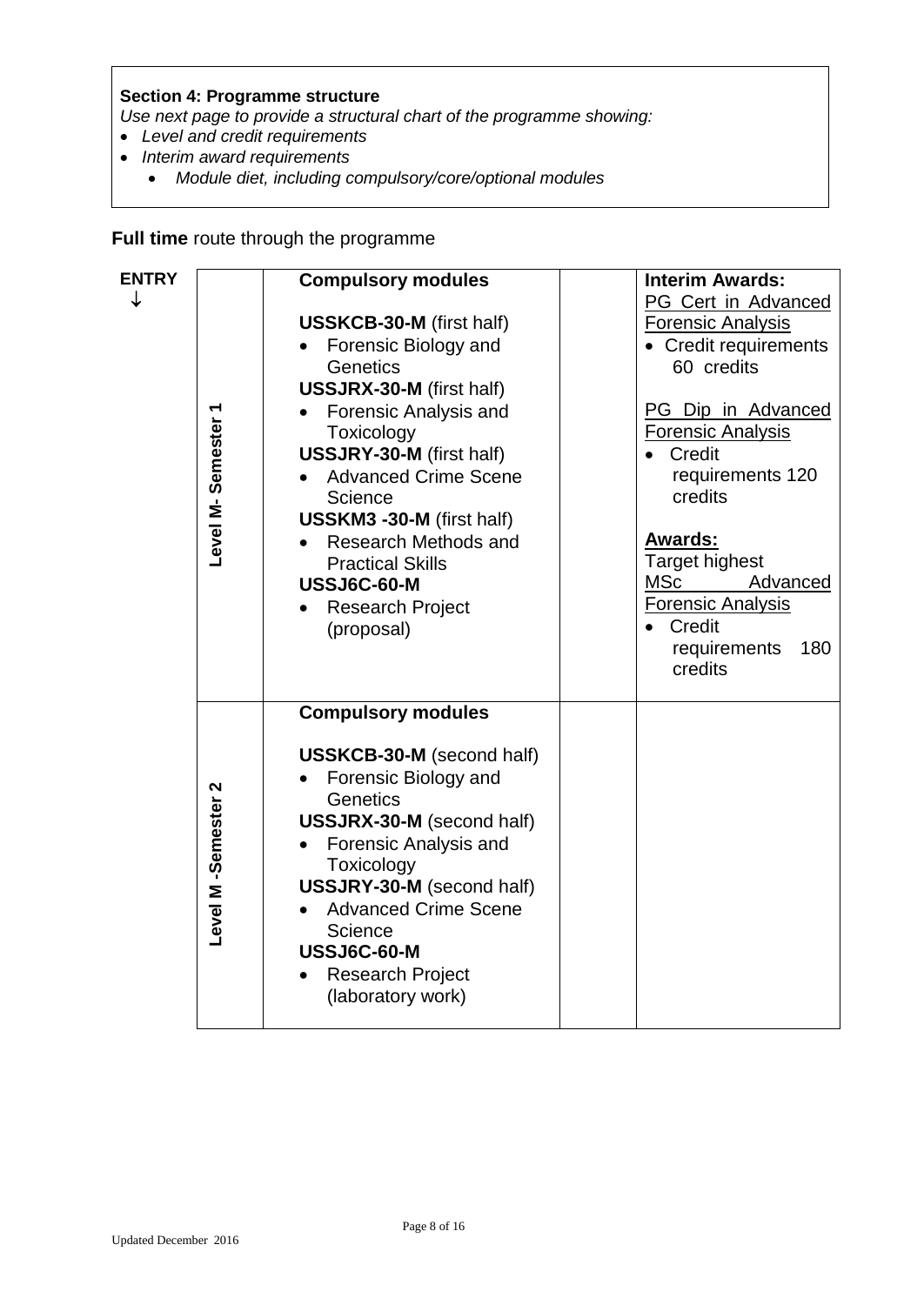**Section 4: Programme structure**

*Use next page to provide a structural chart of the programme showing:*

- *Level and credit requirements*
- *Interim award requirements*
    - *Module diet, including compulsory/core/optional modules*

**Full time** route through the programme

**ENTRY** ↓

| | | | |
|---|---|---|---|
| **Level M- Semester 1** | **Compulsory modules**<br><br>**USSKCB-30-M** (first half)<br>• Forensic Biology and Genetics<br>**USSJRX-30-M** (first half)<br>• Forensic Analysis and Toxicology<br>**USSJRY-30-M** (first half)<br>• Advanced Crime Scene Science<br>**USSKM3 -30-M** (first half)<br>• Research Methods and Practical Skills<br>**USSJ6C-60-M**<br>• Research Project (proposal) | | **Interim Awards:**<br>PG Cert in Advanced Forensic Analysis<br>• Credit requirements 60 credits<br><br>PG Dip in Advanced Forensic Analysis<br>• Credit requirements 120 credits<br><br>**Awards:**<br>Target highest<br>MSc Advanced Forensic Analysis<br>• Credit requirements 180 credits |
| **Level M -Semester 2** | **Compulsory modules**<br><br>**USSKCB-30-M** (second half)<br>• Forensic Biology and Genetics<br>**USSJRX-30-M** (second half)<br>• Forensic Analysis and Toxicology<br>**USSJRY-30-M** (second half)<br>• Advanced Crime Scene Science<br>**USSJ6C-60-M**<br>• Research Project (laboratory work) | | |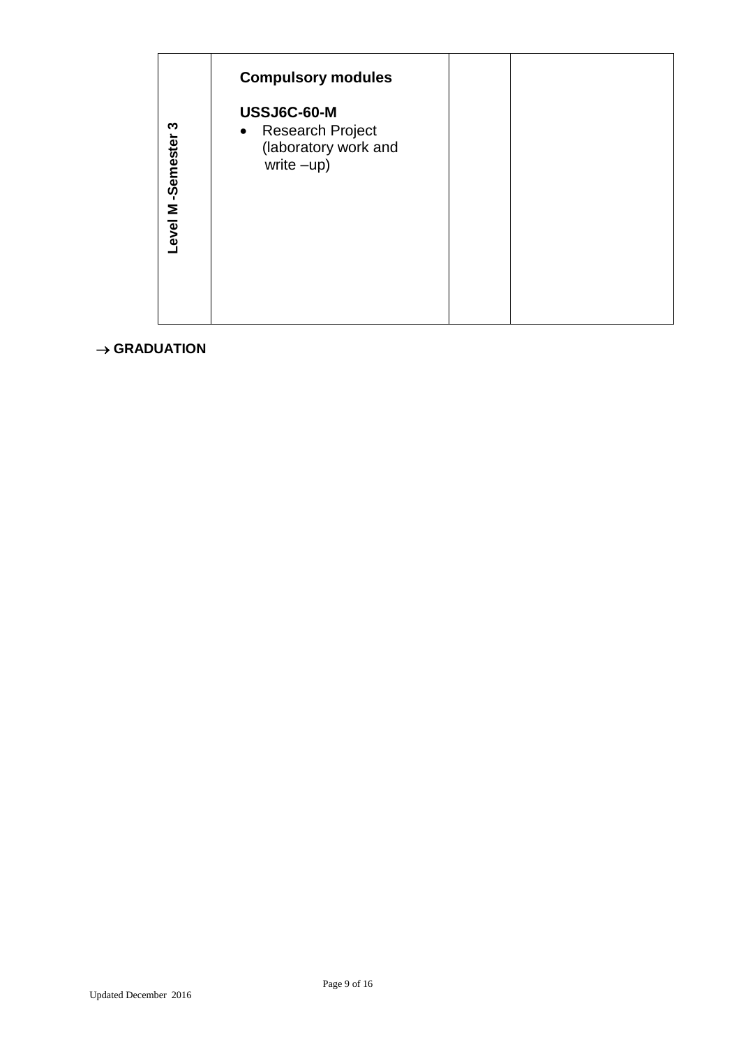| | | | |
|---|---|---|---|
| **Level M -Semester 3** | **Compulsory modules**<br><br>**USSJ6C-60-M**<br>• Research Project (laboratory work and write –up) | | |

→ **GRADUATION**

Updated December 2016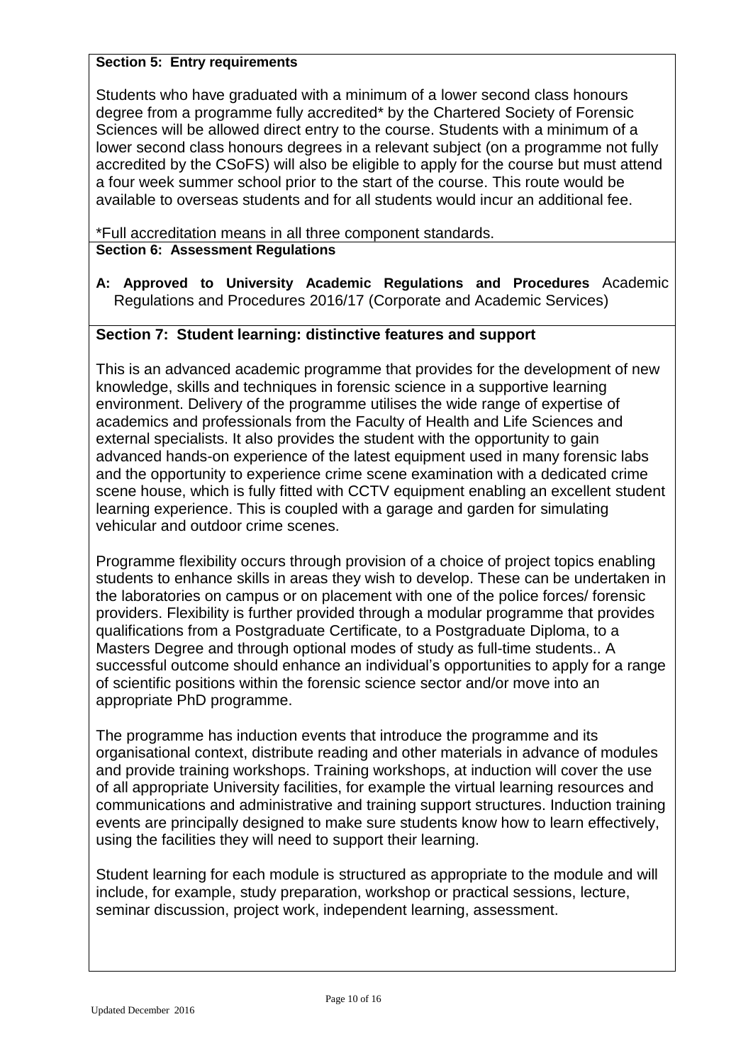## Section 5: Entry requirements

Students who have graduated with a minimum of a lower second class honours degree from a programme fully accredited* by the Chartered Society of Forensic Sciences will be allowed direct entry to the course. Students with a minimum of a lower second class honours degrees in a relevant subject (on a programme not fully accredited by the CSoFS) will also be eligible to apply for the course but must attend a four week summer school prior to the start of the course. This route would be available to overseas students and for all students would incur an additional fee.

*Full accreditation means in all three component standards.

## Section 6: Assessment Regulations

**A: Approved to University Academic Regulations and Procedures** Academic Regulations and Procedures 2016/17 (Corporate and Academic Services)

## Section 7: Student learning: distinctive features and support

This is an advanced academic programme that provides for the development of new knowledge, skills and techniques in forensic science in a supportive learning environment. Delivery of the programme utilises the wide range of expertise of academics and professionals from the Faculty of Health and Life Sciences and external specialists. It also provides the student with the opportunity to gain advanced hands-on experience of the latest equipment used in many forensic labs and the opportunity to experience crime scene examination with a dedicated crime scene house, which is fully fitted with CCTV equipment enabling an excellent student learning experience. This is coupled with a garage and garden for simulating vehicular and outdoor crime scenes.

Programme flexibility occurs through provision of a choice of project topics enabling students to enhance skills in areas they wish to develop. These can be undertaken in the laboratories on campus or on placement with one of the police forces/ forensic providers. Flexibility is further provided through a modular programme that provides qualifications from a Postgraduate Certificate, to a Postgraduate Diploma, to a Masters Degree and through optional modes of study as full-time students.. A successful outcome should enhance an individual's opportunities to apply for a range of scientific positions within the forensic science sector and/or move into an appropriate PhD programme.

The programme has induction events that introduce the programme and its organisational context, distribute reading and other materials in advance of modules and provide training workshops. Training workshops, at induction will cover the use of all appropriate University facilities, for example the virtual learning resources and communications and administrative and training support structures. Induction training events are principally designed to make sure students know how to learn effectively, using the facilities they will need to support their learning.

Student learning for each module is structured as appropriate to the module and will include, for example, study preparation, workshop or practical sessions, lecture, seminar discussion, project work, independent learning, assessment.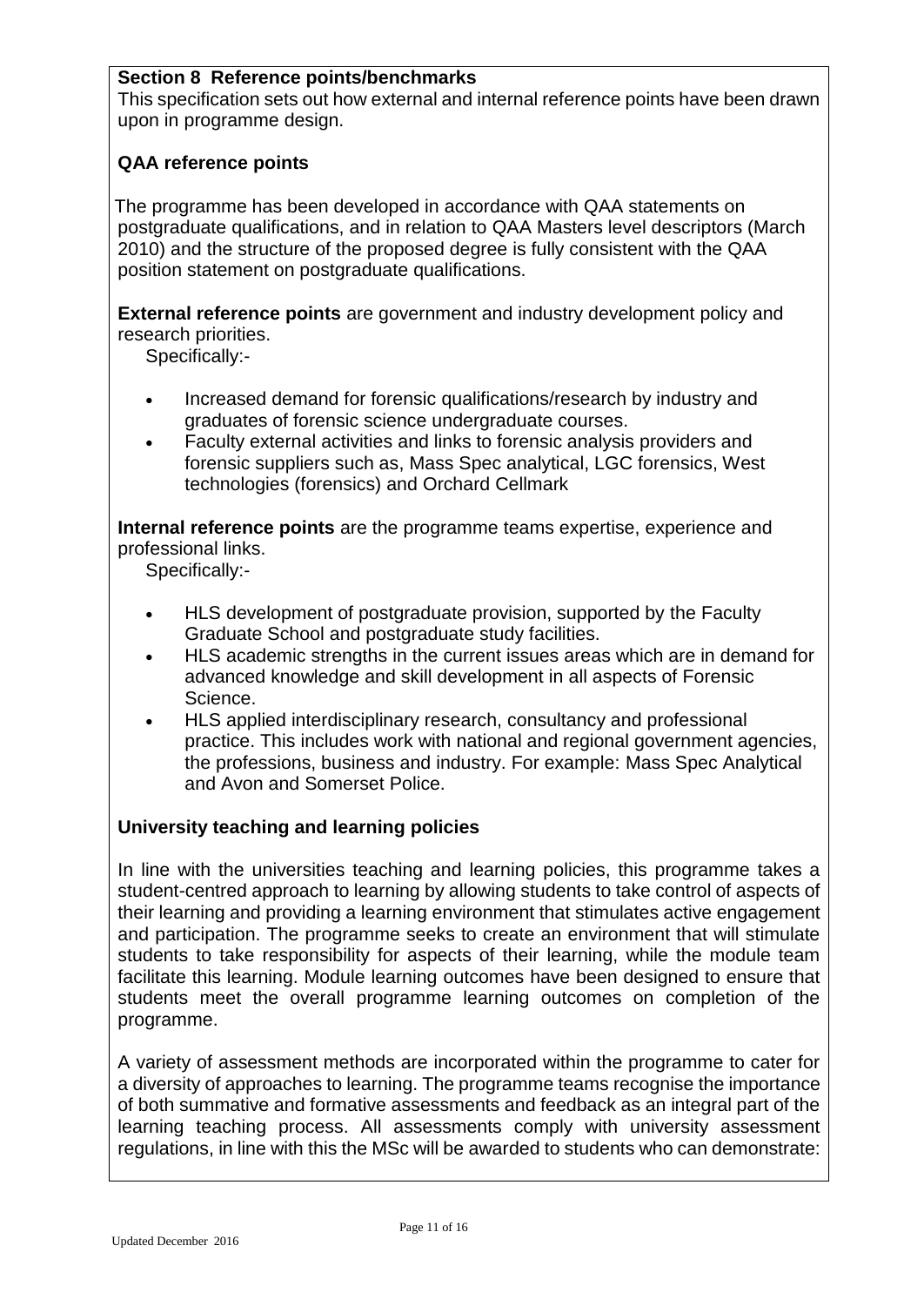## Section 8 Reference points/benchmarks

This specification sets out how external and internal reference points have been drawn upon in programme design.

### QAA reference points

The programme has been developed in accordance with QAA statements on postgraduate qualifications, and in relation to QAA Masters level descriptors (March 2010) and the structure of the proposed degree is fully consistent with the QAA position statement on postgraduate qualifications.

**External reference points** are government and industry development policy and research priorities.

Specifically:-

- Increased demand for forensic qualifications/research by industry and graduates of forensic science undergraduate courses.
- Faculty external activities and links to forensic analysis providers and forensic suppliers such as, Mass Spec analytical, LGC forensics, West technologies (forensics) and Orchard Cellmark

**Internal reference points** are the programme teams expertise, experience and professional links.

Specifically:-

- HLS development of postgraduate provision, supported by the Faculty Graduate School and postgraduate study facilities.
- HLS academic strengths in the current issues areas which are in demand for advanced knowledge and skill development in all aspects of Forensic Science.
- HLS applied interdisciplinary research, consultancy and professional practice. This includes work with national and regional government agencies, the professions, business and industry. For example: Mass Spec Analytical and Avon and Somerset Police.

### University teaching and learning policies

In line with the universities teaching and learning policies, this programme takes a student-centred approach to learning by allowing students to take control of aspects of their learning and providing a learning environment that stimulates active engagement and participation. The programme seeks to create an environment that will stimulate students to take responsibility for aspects of their learning, while the module team facilitate this learning. Module learning outcomes have been designed to ensure that students meet the overall programme learning outcomes on completion of the programme.

A variety of assessment methods are incorporated within the programme to cater for a diversity of approaches to learning. The programme teams recognise the importance of both summative and formative assessments and feedback as an integral part of the learning teaching process. All assessments comply with university assessment regulations, in line with this the MSc will be awarded to students who can demonstrate: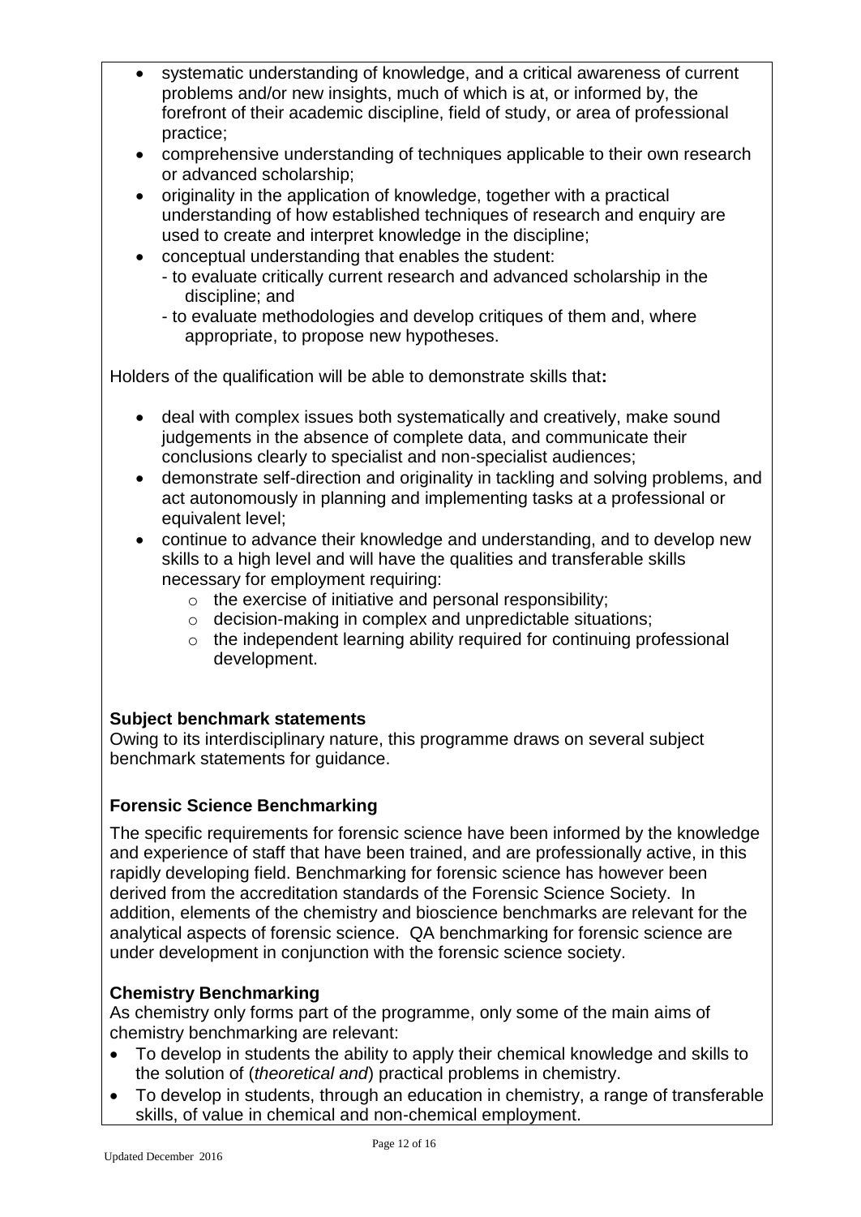- systematic understanding of knowledge, and a critical awareness of current problems and/or new insights, much of which is at, or informed by, the forefront of their academic discipline, field of study, or area of professional practice;
- comprehensive understanding of techniques applicable to their own research or advanced scholarship;
- originality in the application of knowledge, together with a practical understanding of how established techniques of research and enquiry are used to create and interpret knowledge in the discipline;
- conceptual understanding that enables the student:
  - to evaluate critically current research and advanced scholarship in the discipline; and
  - to evaluate methodologies and develop critiques of them and, where appropriate, to propose new hypotheses.

Holders of the qualification will be able to demonstrate skills that**:**

- deal with complex issues both systematically and creatively, make sound judgements in the absence of complete data, and communicate their conclusions clearly to specialist and non-specialist audiences;
- demonstrate self-direction and originality in tackling and solving problems, and act autonomously in planning and implementing tasks at a professional or equivalent level;
- continue to advance their knowledge and understanding, and to develop new skills to a high level and will have the qualities and transferable skills necessary for employment requiring:
  - the exercise of initiative and personal responsibility;
  - decision-making in complex and unpredictable situations;
  - the independent learning ability required for continuing professional development.

**Subject benchmark statements**

Owing to its interdisciplinary nature, this programme draws on several subject benchmark statements for guidance.

**Forensic Science Benchmarking**

The specific requirements for forensic science have been informed by the knowledge and experience of staff that have been trained, and are professionally active, in this rapidly developing field. Benchmarking for forensic science has however been derived from the accreditation standards of the Forensic Science Society. In addition, elements of the chemistry and bioscience benchmarks are relevant for the analytical aspects of forensic science. QA benchmarking for forensic science are under development in conjunction with the forensic science society.

**Chemistry Benchmarking**

As chemistry only forms part of the programme, only some of the main aims of chemistry benchmarking are relevant:

- To develop in students the ability to apply their chemical knowledge and skills to the solution of (*theoretical and*) practical problems in chemistry.
- To develop in students, through an education in chemistry, a range of transferable skills, of value in chemical and non-chemical employment.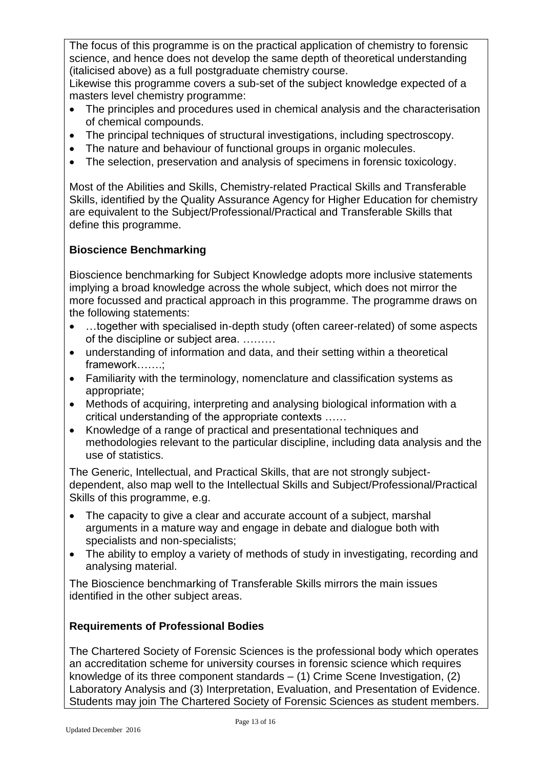The focus of this programme is on the practical application of chemistry to forensic science, and hence does not develop the same depth of theoretical understanding (italicised above) as a full postgraduate chemistry course.

Likewise this programme covers a sub-set of the subject knowledge expected of a masters level chemistry programme:

- The principles and procedures used in chemical analysis and the characterisation of chemical compounds.
- The principal techniques of structural investigations, including spectroscopy.
- The nature and behaviour of functional groups in organic molecules.
- The selection, preservation and analysis of specimens in forensic toxicology.

Most of the Abilities and Skills, Chemistry-related Practical Skills and Transferable Skills, identified by the Quality Assurance Agency for Higher Education for chemistry are equivalent to the Subject/Professional/Practical and Transferable Skills that define this programme.

**Bioscience Benchmarking**

Bioscience benchmarking for Subject Knowledge adopts more inclusive statements implying a broad knowledge across the whole subject, which does not mirror the more focussed and practical approach in this programme. The programme draws on the following statements:

- …together with specialised in-depth study (often career-related) of some aspects of the discipline or subject area. ………
- understanding of information and data, and their setting within a theoretical framework……;
- Familiarity with the terminology, nomenclature and classification systems as appropriate;
- Methods of acquiring, interpreting and analysing biological information with a critical understanding of the appropriate contexts ……
- Knowledge of a range of practical and presentational techniques and methodologies relevant to the particular discipline, including data analysis and the use of statistics.

The Generic, Intellectual, and Practical Skills, that are not strongly subject-dependent, also map well to the Intellectual Skills and Subject/Professional/Practical Skills of this programme, e.g.

- The capacity to give a clear and accurate account of a subject, marshal arguments in a mature way and engage in debate and dialogue both with specialists and non-specialists;
- The ability to employ a variety of methods of study in investigating, recording and analysing material.

The Bioscience benchmarking of Transferable Skills mirrors the main issues identified in the other subject areas.

**Requirements of Professional Bodies**

The Chartered Society of Forensic Sciences is the professional body which operates an accreditation scheme for university courses in forensic science which requires knowledge of its three component standards – (1) Crime Scene Investigation, (2) Laboratory Analysis and (3) Interpretation, Evaluation, and Presentation of Evidence. Students may join The Chartered Society of Forensic Sciences as student members.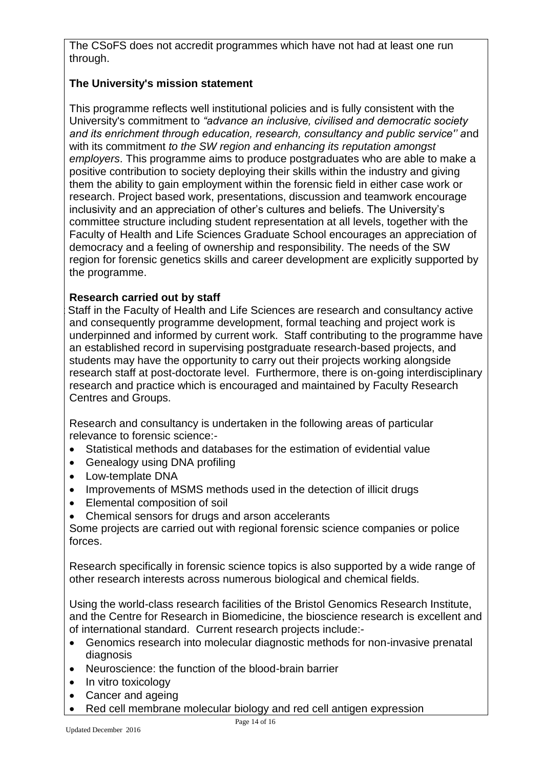The CSoFS does not accredit programmes which have not had at least one run through.

**The University's mission statement**

This programme reflects well institutional policies and is fully consistent with the University's commitment to *"advance an inclusive, civilised and democratic society and its enrichment through education, research, consultancy and public service''* and with its commitment *to the SW region and enhancing its reputation amongst employers*. This programme aims to produce postgraduates who are able to make a positive contribution to society deploying their skills within the industry and giving them the ability to gain employment within the forensic field in either case work or research. Project based work, presentations, discussion and teamwork encourage inclusivity and an appreciation of other's cultures and beliefs. The University's committee structure including student representation at all levels, together with the Faculty of Health and Life Sciences Graduate School encourages an appreciation of democracy and a feeling of ownership and responsibility. The needs of the SW region for forensic genetics skills and career development are explicitly supported by the programme.

**Research carried out by staff**

Staff in the Faculty of Health and Life Sciences are research and consultancy active and consequently programme development, formal teaching and project work is underpinned and informed by current work. Staff contributing to the programme have an established record in supervising postgraduate research-based projects, and students may have the opportunity to carry out their projects working alongside research staff at post-doctorate level. Furthermore, there is on-going interdisciplinary research and practice which is encouraged and maintained by Faculty Research Centres and Groups.

Research and consultancy is undertaken in the following areas of particular relevance to forensic science:-

- Statistical methods and databases for the estimation of evidential value
- Genealogy using DNA profiling
- Low-template DNA
- Improvements of MSMS methods used in the detection of illicit drugs
- Elemental composition of soil
- Chemical sensors for drugs and arson accelerants

Some projects are carried out with regional forensic science companies or police forces.

Research specifically in forensic science topics is also supported by a wide range of other research interests across numerous biological and chemical fields.

Using the world-class research facilities of the Bristol Genomics Research Institute, and the Centre for Research in Biomedicine, the bioscience research is excellent and of international standard. Current research projects include:-

- Genomics research into molecular diagnostic methods for non-invasive prenatal diagnosis
- Neuroscience: the function of the blood-brain barrier
- In vitro toxicology
- Cancer and ageing
- Red cell membrane molecular biology and red cell antigen expression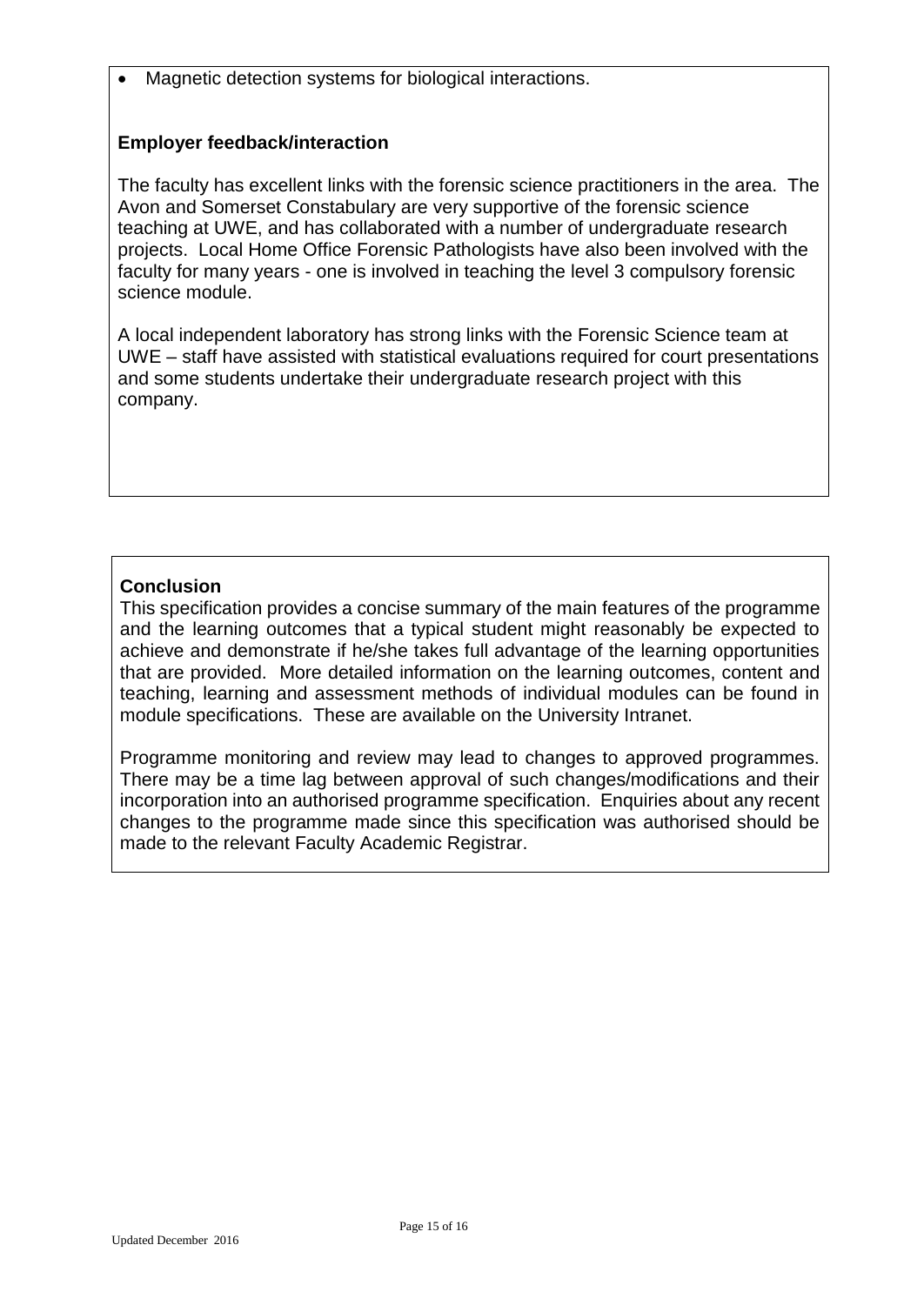- Magnetic detection systems for biological interactions.

**Employer feedback/interaction**

The faculty has excellent links with the forensic science practitioners in the area. The Avon and Somerset Constabulary are very supportive of the forensic science teaching at UWE, and has collaborated with a number of undergraduate research projects. Local Home Office Forensic Pathologists have also been involved with the faculty for many years - one is involved in teaching the level 3 compulsory forensic science module.

A local independent laboratory has strong links with the Forensic Science team at UWE – staff have assisted with statistical evaluations required for court presentations and some students undertake their undergraduate research project with this company.

**Conclusion**

This specification provides a concise summary of the main features of the programme and the learning outcomes that a typical student might reasonably be expected to achieve and demonstrate if he/she takes full advantage of the learning opportunities that are provided. More detailed information on the learning outcomes, content and teaching, learning and assessment methods of individual modules can be found in module specifications. These are available on the University Intranet.

Programme monitoring and review may lead to changes to approved programmes. There may be a time lag between approval of such changes/modifications and their incorporation into an authorised programme specification. Enquiries about any recent changes to the programme made since this specification was authorised should be made to the relevant Faculty Academic Registrar.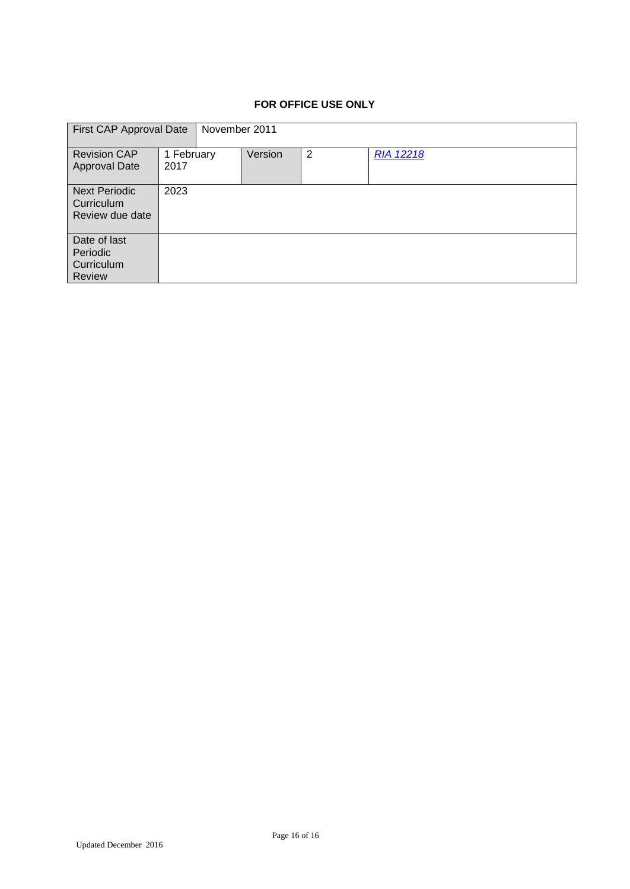**FOR OFFICE USE ONLY**

| | | | | |
|---|---|---|---|---|
| First CAP Approval Date | November 2011 | | | |
| Revision CAP Approval Date | 1 February 2017 | Version | 2 | *RIA 12218* |
| Next Periodic Curriculum Review due date | 2023 | | | |
| Date of last Periodic Curriculum Review | | | | |

Updated December 2016